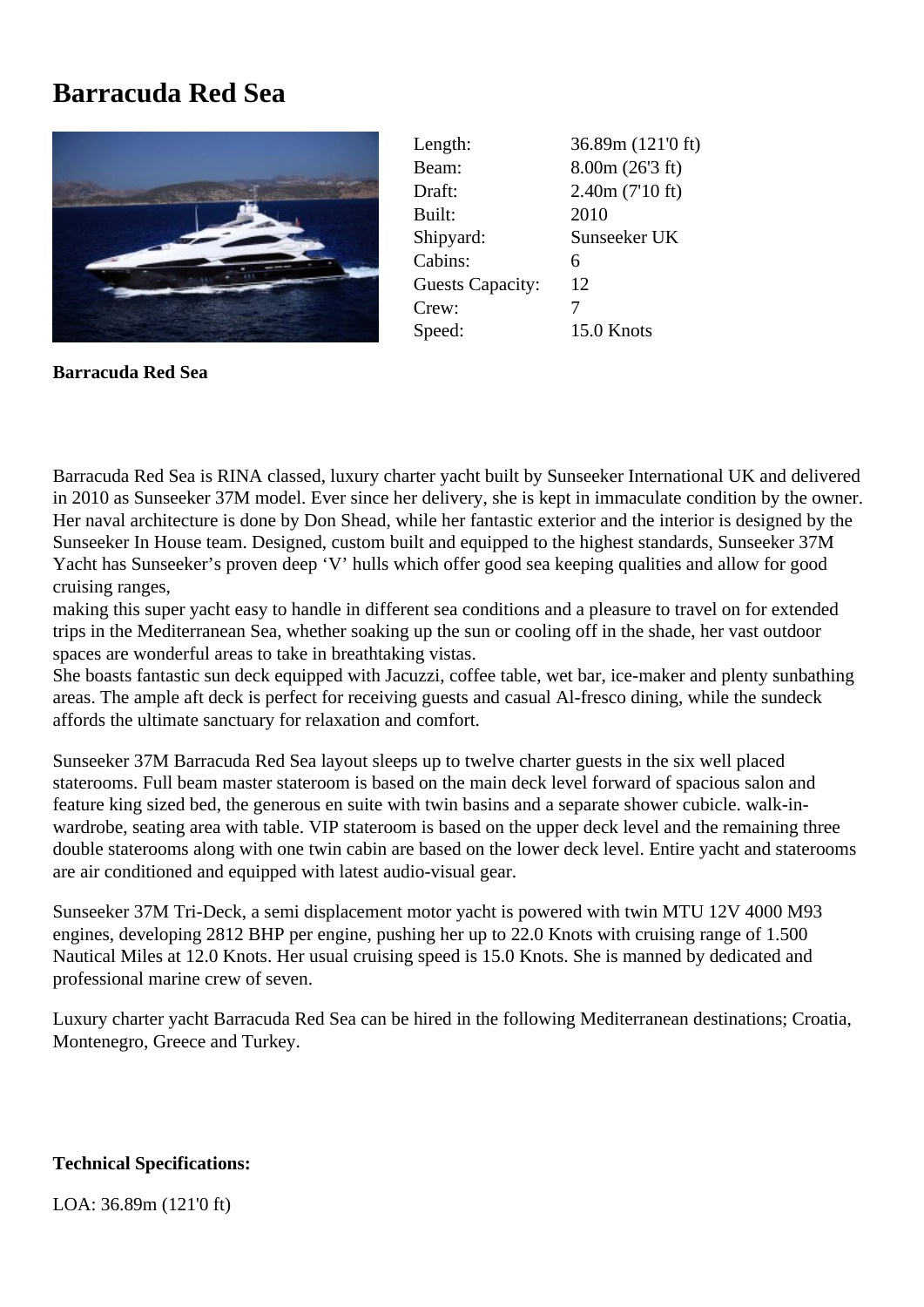# Barracuda Red Sea

| | |
|---|---|
| Length: | 36.89m (121'0 ft) |
| Beam: | 8.00m (26'3 ft) |
| Draft: | 2.40m (7'10 ft) |
| Built: | 2010 |
| Shipyard: | Sunseeker UK |
| Cabins: | 6 |
| Guests Capacity: | 12 |
| Crew: | 7 |
| Speed: | 15.0 Knots |

**Barracuda Red Sea**

Barracuda Red Sea is RINA classed, luxury charter yacht built by Sunseeker International UK and delivered in 2010 as Sunseeker 37M model. Ever since her delivery, she is kept in immaculate condition by the owner. Her naval architecture is done by Don Shead, while her fantastic exterior and the interior is designed by the Sunseeker In House team. Designed, custom built and equipped to the highest standards, Sunseeker 37M Yacht has Sunseeker's proven deep 'V' hulls which offer good sea keeping qualities and allow for good cruising ranges,
making this super yacht easy to handle in different sea conditions and a pleasure to travel on for extended trips in the Mediterranean Sea, whether soaking up the sun or cooling off in the shade, her vast outdoor spaces are wonderful areas to take in breathtaking vistas.
She boasts fantastic sun deck equipped with Jacuzzi, coffee table, wet bar, ice-maker and plenty sunbathing areas. The ample aft deck is perfect for receiving guests and casual Al-fresco dining, while the sundeck affords the ultimate sanctuary for relaxation and comfort.

Sunseeker 37M Barracuda Red Sea layout sleeps up to twelve charter guests in the six well placed staterooms. Full beam master stateroom is based on the main deck level forward of spacious salon and feature king sized bed, the generous en suite with twin basins and a separate shower cubicle. walk-in-wardrobe, seating area with table. VIP stateroom is based on the upper deck level and the remaining three double staterooms along with one twin cabin are based on the lower deck level. Entire yacht and staterooms are air conditioned and equipped with latest audio-visual gear.

Sunseeker 37M Tri-Deck, a semi displacement motor yacht is powered with twin MTU 12V 4000 M93 engines, developing 2812 BHP per engine, pushing her up to 22.0 Knots with cruising range of 1.500 Nautical Miles at 12.0 Knots. Her usual cruising speed is 15.0 Knots. She is manned by dedicated and professional marine crew of seven.

Luxury charter yacht Barracuda Red Sea can be hired in the following Mediterranean destinations; Croatia, Montenegro, Greece and Turkey.

**Technical Specifications:**

LOA: 36.89m (121'0 ft)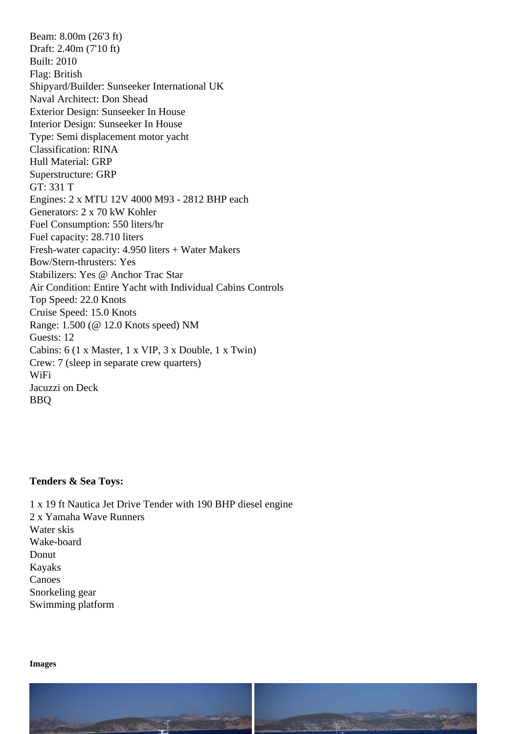Beam: 8.00m (26'3 ft)
Draft: 2.40m (7'10 ft)
Built: 2010
Flag: British
Shipyard/Builder: Sunseeker International UK
Naval Architect: Don Shead
Exterior Design: Sunseeker In House
Interior Design: Sunseeker In House
Type: Semi displacement motor yacht
Classification: RINA
Hull Material: GRP
Superstructure: GRP
GT: 331 T
Engines: 2 x MTU 12V 4000 M93 - 2812 BHP each
Generators: 2 x 70 kW Kohler
Fuel Consumption: 550 liters/hr
Fuel capacity: 28.710 liters
Fresh-water capacity: 4.950 liters + Water Makers
Bow/Stern-thrusters: Yes
Stabilizers: Yes @ Anchor Trac Star
Air Condition: Entire Yacht with Individual Cabins Controls
Top Speed: 22.0 Knots
Cruise Speed: 15.0 Knots
Range: 1.500 (@ 12.0 Knots speed) NM
Guests: 12
Cabins: 6 (1 x Master, 1 x VIP, 3 x Double, 1 x Twin)
Crew: 7 (sleep in separate crew quarters)
WiFi
Jacuzzi on Deck
BBQ

**Tenders & Sea Toys:**

1 x 19 ft Nautica Jet Drive Tender with 190 BHP diesel engine
2 x Yamaha Wave Runners
Water skis
Wake-board
Donut
Kayaks
Canoes
Snorkeling gear
Swimming platform

**Images**